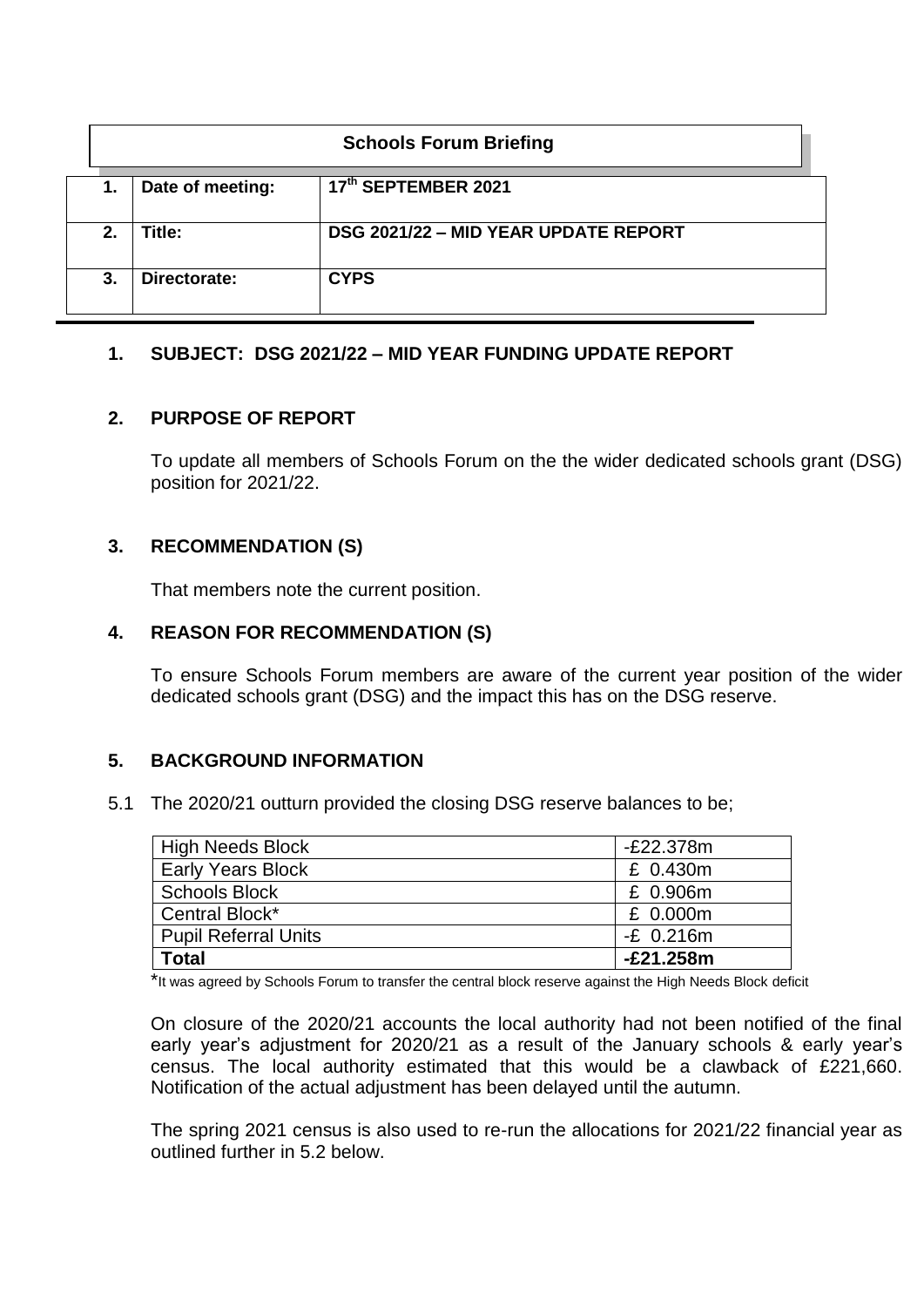| **Schools Forum Briefing** | | |
|---|---|---|
| **1.** | **Date of meeting:** | **17th SEPTEMBER 2021** |
| **2.** | **Title:** | **DSG 2021/22 – MID YEAR UPDATE REPORT** |
| **3.** | **Directorate:** | **CYPS** |

## 1. SUBJECT: DSG 2021/22 – MID YEAR FUNDING UPDATE REPORT

## 2. PURPOSE OF REPORT

To update all members of Schools Forum on the the wider dedicated schools grant (DSG) position for 2021/22.

## 3. RECOMMENDATION (S)

That members note the current position.

## 4. REASON FOR RECOMMENDATION (S)

To ensure Schools Forum members are aware of the current year position of the wider dedicated schools grant (DSG) and the impact this has on the DSG reserve.

## 5. BACKGROUND INFORMATION

5.1 The 2020/21 outturn provided the closing DSG reserve balances to be;

| | |
|---|---|
| High Needs Block | -£22.378m |
| Early Years Block | £ 0.430m |
| Schools Block | £ 0.906m |
| Central Block* | £ 0.000m |
| Pupil Referral Units | -£ 0.216m |
| **Total** | **-£21.258m** |

*It was agreed by Schools Forum to transfer the central block reserve against the High Needs Block deficit

On closure of the 2020/21 accounts the local authority had not been notified of the final early year's adjustment for 2020/21 as a result of the January schools & early year's census. The local authority estimated that this would be a clawback of £221,660. Notification of the actual adjustment has been delayed until the autumn.

The spring 2021 census is also used to re-run the allocations for 2021/22 financial year as outlined further in 5.2 below.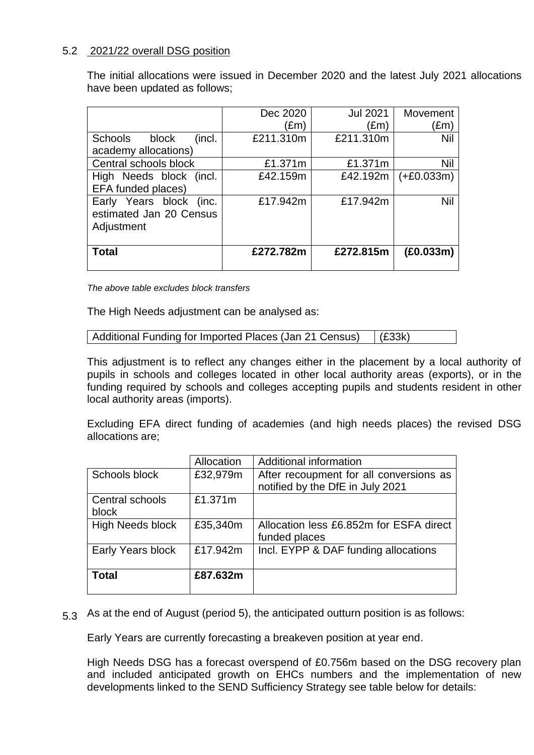5.2 2021/22 overall DSG position

The initial allocations were issued in December 2020 and the latest July 2021 allocations have been updated as follows;

| | Dec 2020 (£m) | Jul 2021 (£m) | Movement (£m) |
|---|---|---|---|
| Schools block (incl. academy allocations) | £211.310m | £211.310m | Nil |
| Central schools block | £1.371m | £1.371m | Nil |
| High Needs block (incl. EFA funded places) | £42.159m | £42.192m | (+£0.033m) |
| Early Years block (inc. estimated Jan 20 Census Adjustment | £17.942m | £17.942m | Nil |
| **Total** | **£272.782m** | **£272.815m** | **(£0.033m)** |

*The above table excludes block transfers*

The High Needs adjustment can be analysed as:

| Additional Funding for Imported Places (Jan 21 Census) | (£33k) |
|---|---|

This adjustment is to reflect any changes either in the placement by a local authority of pupils in schools and colleges located in other local authority areas (exports), or in the funding required by schools and colleges accepting pupils and students resident in other local authority areas (imports).

Excluding EFA direct funding of academies (and high needs places) the revised DSG allocations are;

| | Allocation | Additional information |
|---|---|---|
| Schools block | £32,979m | After recoupment for all conversions as notified by the DfE in July 2021 |
| Central schools block | £1.371m | |
| High Needs block | £35,340m | Allocation less £6.852m for ESFA direct funded places |
| Early Years block | £17.942m | Incl. EYPP & DAF funding allocations |
| **Total** | **£87.632m** | |

5.3 As at the end of August (period 5), the anticipated outturn position is as follows:

Early Years are currently forecasting a breakeven position at year end.

High Needs DSG has a forecast overspend of £0.756m based on the DSG recovery plan and included anticipated growth on EHCs numbers and the implementation of new developments linked to the SEND Sufficiency Strategy see table below for details: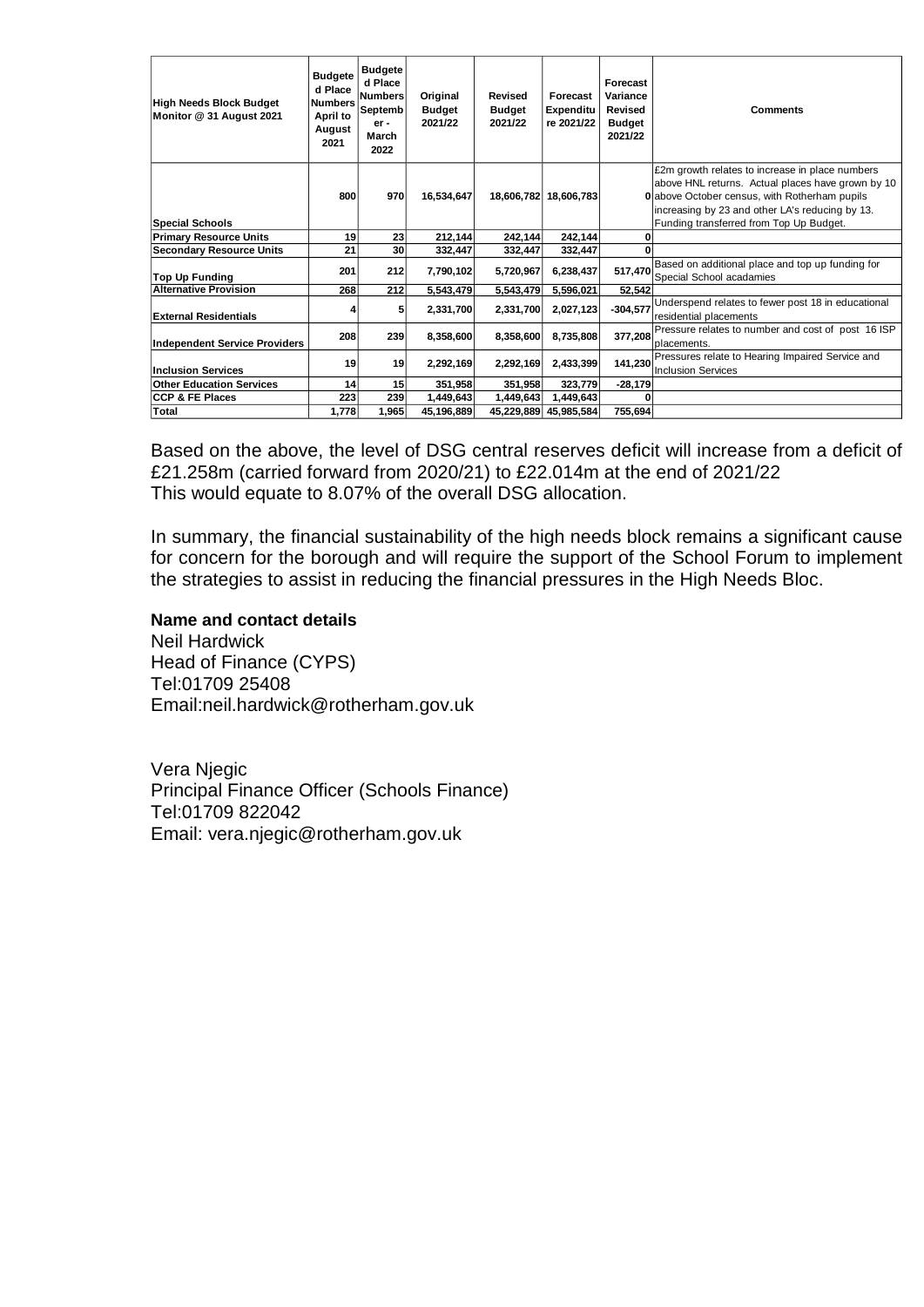| High Needs Block Budget Monitor @ 31 August 2021 | Budgeted Place Numbers April to August 2021 | Budgeted Place Numbers September - March 2022 | Original Budget 2021/22 | Revised Budget 2021/22 | Forecast Expenditure 2021/22 | Forecast Variance Revised Budget 2021/22 | Comments |
|---|---|---|---|---|---|---|---|
| Special Schools | 800 | 970 | 16,534,647 | 18,606,782 | 18,606,783 | 0 | £2m growth relates to increase in place numbers above HNL returns. Actual places have grown by 10 above October census, with Rotherham pupils increasing by 23 and other LA's reducing by 13. Funding transferred from Top Up Budget. |
| Primary Resource Units | 19 | 23 | 212,144 | 242,144 | 242,144 | 0 | |
| Secondary Resource Units | 21 | 30 | 332,447 | 332,447 | 332,447 | 0 | |
| Top Up Funding | 201 | 212 | 7,790,102 | 5,720,967 | 6,238,437 | 517,470 | Based on additional place and top up funding for Special School acadamies |
| Alternative Provision | 268 | 212 | 5,543,479 | 5,543,479 | 5,596,021 | 52,542 | |
| External Residentials | 4 | 5 | 2,331,700 | 2,331,700 | 2,027,123 | -304,577 | Underspend relates to fewer post 18 in educational residential placements |
| Independent Service Providers | 208 | 239 | 8,358,600 | 8,358,600 | 8,735,808 | 377,208 | Pressure relates to number and cost of post 16 ISP placements. |
| Inclusion Services | 19 | 19 | 2,292,169 | 2,292,169 | 2,433,399 | 141,230 | Pressures relate to Hearing Impaired Service and Inclusion Services |
| Other Education Services | 14 | 15 | 351,958 | 351,958 | 323,779 | -28,179 | |
| CCP & FE Places | 223 | 239 | 1,449,643 | 1,449,643 | 1,449,643 | 0 | |
| Total | 1,778 | 1,965 | 45,196,889 | 45,229,889 | 45,985,584 | 755,694 | |

Based on the above, the level of DSG central reserves deficit will increase from a deficit of £21.258m (carried forward from 2020/21) to £22.014m at the end of 2021/22
This would equate to 8.07% of the overall DSG allocation.

In summary, the financial sustainability of the high needs block remains a significant cause for concern for the borough and will require the support of the School Forum to implement the strategies to assist in reducing the financial pressures in the High Needs Bloc.

**Name and contact details**
Neil Hardwick
Head of Finance (CYPS)
Tel:01709 25408
Email:neil.hardwick@rotherham.gov.uk

Vera Njegic
Principal Finance Officer (Schools Finance)
Tel:01709 822042
Email: vera.njegic@rotherham.gov.uk